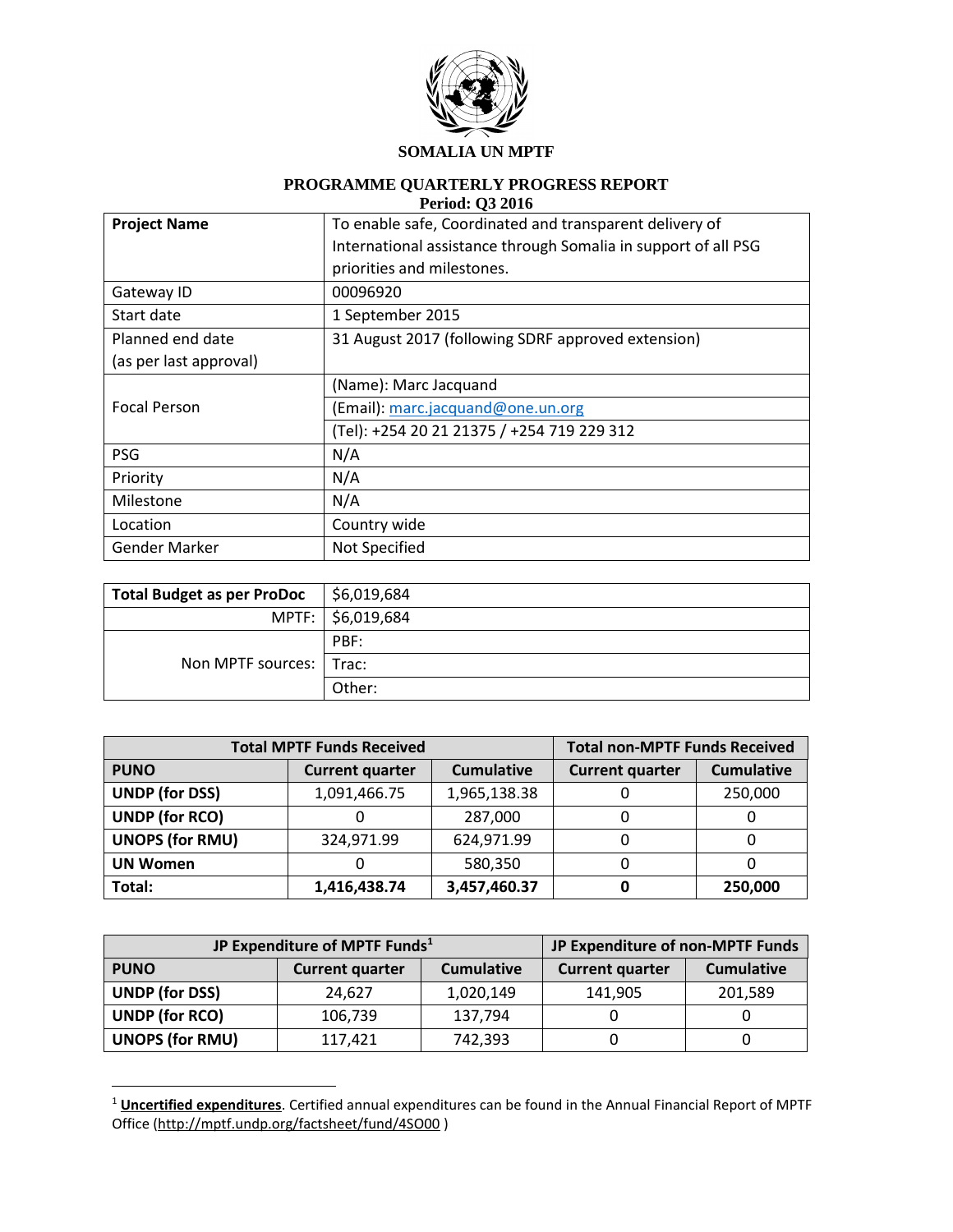**SOMALIA UN MPTF**

**PROGRAMME QUARTERLY PROGRESS REPORT**
**Period: Q3 2016**

| **Project Name** | To enable safe, Coordinated and transparent delivery of International assistance through Somalia in support of all PSG priorities and milestones. |
|---|---|
| Gateway ID | 00096920 |
| Start date | 1 September 2015 |
| Planned end date (as per last approval) | 31 August 2017 (following SDRF approved extension) |
| Focal Person | (Name): Marc Jacquand |
| | (Email): marc.jacquand@one.un.org |
| | (Tel): +254 20 21 21375 / +254 719 229 312 |
| PSG | N/A |
| Priority | N/A |
| Milestone | N/A |
| Location | Country wide |
| Gender Marker | Not Specified |

| **Total Budget as per ProDoc** | $6,019,684 |
|---|---|
| MPTF: | $6,019,684 |
| Non MPTF sources: | PBF: |
| | Trac: |
| | Other: |

| **Total MPTF Funds Received** | | | **Total non-MPTF Funds Received** | |
|---|---|---|---|---|
| **PUNO** | **Current quarter** | **Cumulative** | **Current quarter** | **Cumulative** |
| **UNDP (for DSS)** | 1,091,466.75 | 1,965,138.38 | 0 | 250,000 |
| **UNDP (for RCO)** | 0 | 287,000 | 0 | 0 |
| **UNOPS (for RMU)** | 324,971.99 | 624,971.99 | 0 | 0 |
| **UN Women** | 0 | 580,350 | 0 | 0 |
| **Total:** | **1,416,438.74** | **3,457,460.37** | **0** | **250,000** |

| **JP Expenditure of MPTF Funds[1]** | | | **JP Expenditure of non-MPTF Funds** | |
|---|---|---|---|---|
| **PUNO** | **Current quarter** | **Cumulative** | **Current quarter** | **Cumulative** |
| **UNDP (for DSS)** | 24,627 | 1,020,149 | 141,905 | 201,589 |
| **UNDP (for RCO)** | 106,739 | 137,794 | 0 | 0 |
| **UNOPS (for RMU)** | 117,421 | 742,393 | 0 | 0 |

[1] **Uncertified expenditures**. Certified annual expenditures can be found in the Annual Financial Report of MPTF Office (http://mptf.undp.org/factsheet/fund/4SO00 )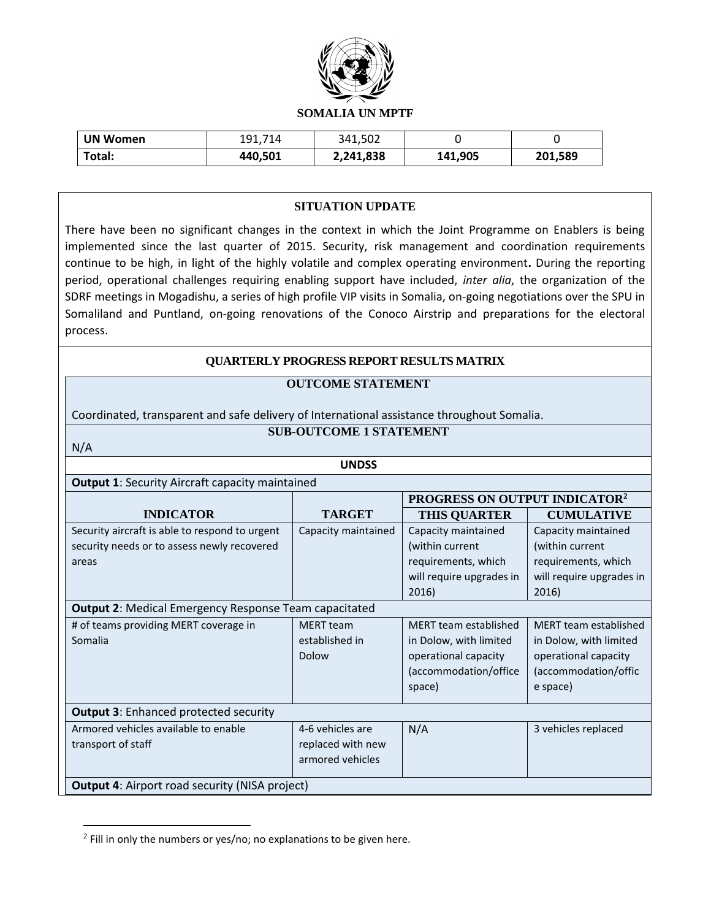**SOMALIA UN MPTF**

| UN Women | 191,714 | 341,502 | 0 | 0 |
|---|---|---|---|---|
| **Total:** | **440,501** | **2,241,838** | **141,905** | **201,589** |

### SITUATION UPDATE

There have been no significant changes in the context in which the Joint Programme on Enablers is being implemented since the last quarter of 2015. Security, risk management and coordination requirements continue to be high, in light of the highly volatile and complex operating environment**.** During the reporting period, operational challenges requiring enabling support have included, *inter alia*, the organization of the SDRF meetings in Mogadishu, a series of high profile VIP visits in Somalia, on-going negotiations over the SPU in Somaliland and Puntland, on-going renovations of the Conoco Airstrip and preparations for the electoral process.

### QUARTERLY PROGRESS REPORT RESULTS MATRIX

**OUTCOME STATEMENT**

Coordinated, transparent and safe delivery of International assistance throughout Somalia.

**SUB-OUTCOME 1 STATEMENT**

N/A

**UNDSS**

**Output 1**: Security Aircraft capacity maintained

| INDICATOR | TARGET | PROGRESS ON OUTPUT INDICATOR[2] THIS QUARTER | CUMULATIVE |
|---|---|---|---|
| Security aircraft is able to respond to urgent security needs or to assess newly recovered areas | Capacity maintained | Capacity maintained (within current requirements, which will require upgrades in 2016) | Capacity maintained (within current requirements, which will require upgrades in 2016) |
| **Output 2**: Medical Emergency Response Team capacitated | | | |
| # of teams providing MERT coverage in Somalia | MERT team established in Dolow | MERT team established in Dolow, with limited operational capacity (accommodation/office space) | MERT team established in Dolow, with limited operational capacity (accommodation/office space) |
| **Output 3**: Enhanced protected security | | | |
| Armored vehicles available to enable transport of staff | 4-6 vehicles are replaced with new armored vehicles | N/A | 3 vehicles replaced |
| **Output 4**: Airport road security (NISA project) | | | |

[2] Fill in only the numbers or yes/no; no explanations to be given here.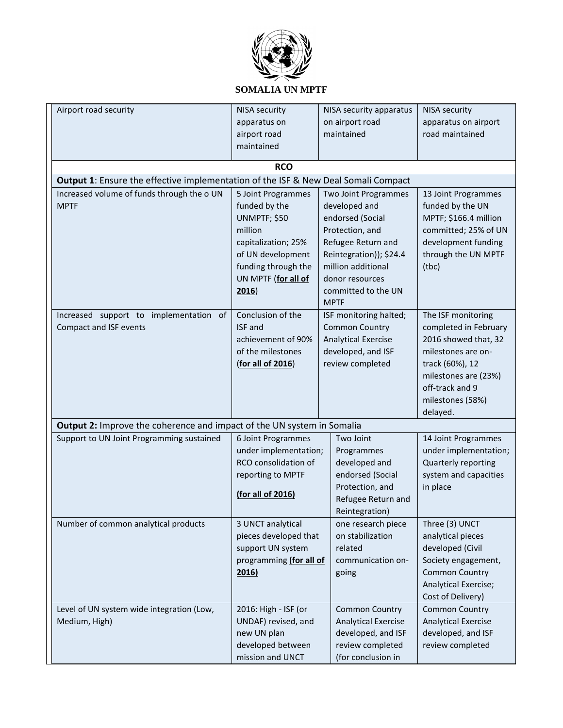# SOMALIA UN MPTF

| | | | |
|---|---|---|---|
| Airport road security | NISA security apparatus on airport road maintained | NISA security apparatus on airport road maintained | NISA security apparatus on airport road maintained |
| **RCO** | | | |
| **Output 1**: Ensure the effective implementation of the ISF & New Deal Somali Compact | | | |
| Increased volume of funds through the o UN MPTF | 5 Joint Programmes funded by the UNMPTF; $50 million capitalization; 25% of UN development funding through the UN MPTF (**<u>for all of 2016</u>**) | Two Joint Programmes developed and endorsed (Social Protection, and Refugee Return and Reintegration)); $24.4 million additional donor resources committed to the UN MPTF | 13 Joint Programmes funded by the UN MPTF; $166.4 million committed; 25% of UN development funding through the UN MPTF (tbc) |
| Increased support to implementation of Compact and ISF events | Conclusion of the ISF and achievement of 90% of the milestones (**<u>for all of 2016</u>**) | ISF monitoring halted; Common Country Analytical Exercise developed, and ISF review completed | The ISF monitoring completed in February 2016 showed that, 32 milestones are on-track (60%), 12 milestones are (23%) off-track and 9 milestones (58%) delayed. |
| **Output 2:** Improve the coherence and impact of the UN system in Somalia | | | |
| Support to UN Joint Programming sustained | 6 Joint Programmes under implementation; RCO consolidation of reporting to MPTF **<u>(for all of 2016)</u>** | Two Joint Programmes developed and endorsed (Social Protection, and Refugee Return and Reintegration) | 14 Joint Programmes under implementation; Quarterly reporting system and capacities in place |
| Number of common analytical products | 3 UNCT analytical pieces developed that support UN system programming **<u>(for all of 2016)</u>** | one research piece on stabilization related communication on-going | Three (3) UNCT analytical pieces developed (Civil Society engagement, Common Country Analytical Exercise; Cost of Delivery) |
| Level of UN system wide integration (Low, Medium, High) | 2016: High - ISF (or UNDAF) revised, and new UN plan developed between mission and UNCT | Common Country Analytical Exercise developed, and ISF review completed (for conclusion in | Common Country Analytical Exercise developed, and ISF review completed |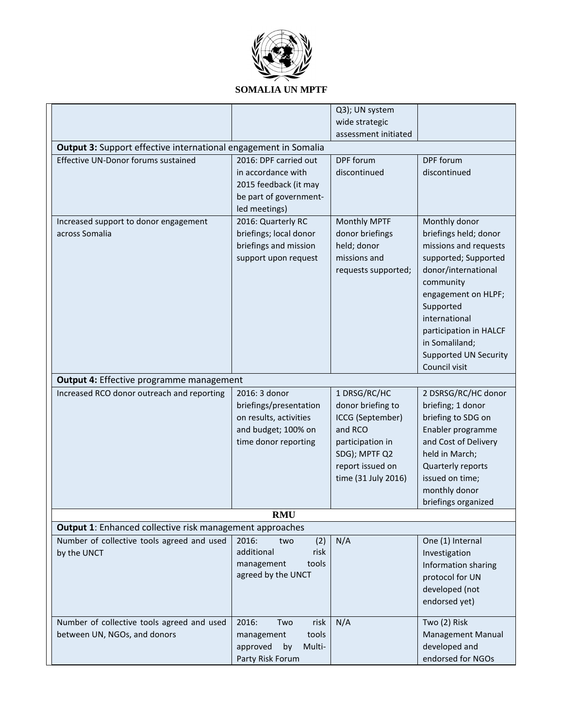| | | | |
|---|---|---|---|
| | | Q3); UN system wide strategic assessment initiated | |
| **Output 3:** Support effective international engagement in Somalia | | | |
| Effective UN-Donor forums sustained | 2016: DPF carried out in accordance with 2015 feedback (it may be part of government-led meetings) | DPF forum discontinued | DPF forum discontinued |
| Increased support to donor engagement across Somalia | 2016: Quarterly RC briefings; local donor briefings and mission support upon request | Monthly MPTF donor briefings held; donor missions and requests supported; | Monthly donor briefings held; donor missions and requests supported; Supported donor/international community engagement on HLPF; Supported international participation in HALCF in Somaliland; Supported UN Security Council visit |
| **Output 4:** Effective programme management | | | |
| Increased RCO donor outreach and reporting | 2016: 3 donor briefings/presentation on results, activities and budget; 100% on time donor reporting | 1 DRSG/RC/HC donor briefing to ICCG (September) and RCO participation in SDG); MPTF Q2 report issued on time (31 July 2016) | 2 DSRSG/RC/HC donor briefing; 1 donor briefing to SDG on Enabler programme and Cost of Delivery held in March; Quarterly reports issued on time; monthly donor briefings organized |
| **RMU** | | | |
| **Output 1**: Enhanced collective risk management approaches | | | |
| Number of collective tools agreed and used by the UNCT | 2016: two (2) additional risk management tools agreed by the UNCT | N/A | One (1) Internal Investigation Information sharing protocol for UN developed (not endorsed yet) |
| Number of collective tools agreed and used between UN, NGOs, and donors | 2016: Two risk management tools approved by Multi-Party Risk Forum | N/A | Two (2) Risk Management Manual developed and endorsed for NGOs |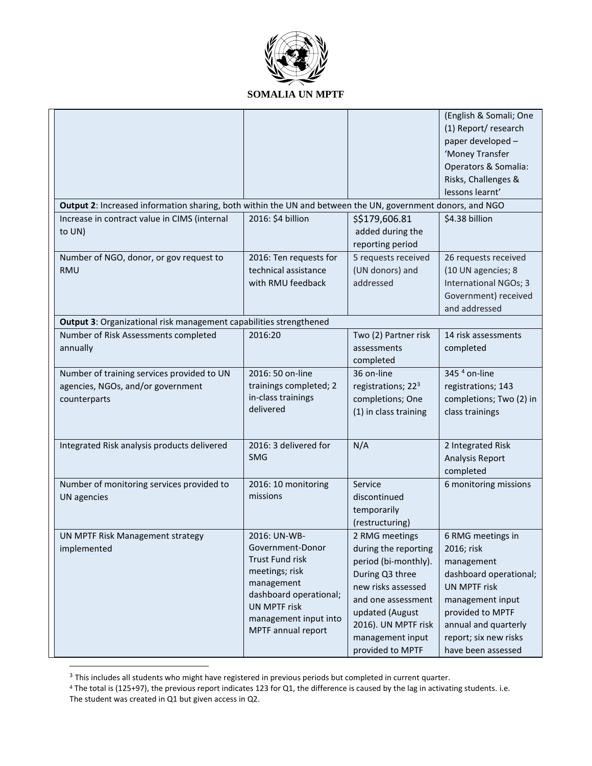| | | | (English & Somali; One (1) Report/ research paper developed – 'Money Transfer Operators & Somalia: Risks, Challenges & lessons learnt' |
|---|---|---|---|
| **Output 2**: Increased information sharing, both within the UN and between the UN, government donors, and NGO | | | |
| Increase in contract value in CIMS (internal to UN) | 2016: $4 billion | $$179,606.81 added during the reporting period | $4.38 billion |
| Number of NGO, donor, or gov request to RMU | 2016: Ten requests for technical assistance with RMU feedback | 5 requests received (UN donors) and addressed | 26 requests received (10 UN agencies; 8 International NGOs; 3 Government) received and addressed |
| **Output 3**: Organizational risk management capabilities strengthened | | | |
| Number of Risk Assessments completed annually | 2016:20 | Two (2) Partner risk assessments completed | 14 risk assessments completed |
| Number of training services provided to UN agencies, NGOs, and/or government counterparts | 2016: 50 on-line trainings completed; 2 in-class trainings delivered | 36 on-line registrations; 22[3] completions; One (1) in class training | 345 [4] on-line registrations; 143 completions; Two (2) in class trainings |
| Integrated Risk analysis products delivered | 2016: 3 delivered for SMG | N/A | 2 Integrated Risk Analysis Report completed |
| Number of monitoring services provided to UN agencies | 2016: 10 monitoring missions | Service discontinued temporarily (restructuring) | 6 monitoring missions |
| UN MPTF Risk Management strategy implemented | 2016: UN-WB-Government-Donor Trust Fund risk meetings; risk management dashboard operational; UN MPTF risk management input into MPTF annual report | 2 RMG meetings during the reporting period (bi-monthly). During Q3 three new risks assessed and one assessment updated (August 2016). UN MPTF risk management input provided to MPTF | 6 RMG meetings in 2016; risk management dashboard operational; UN MPTF risk management input provided to MPTF annual and quarterly report; six new risks have been assessed |

[3] This includes all students who might have registered in previous periods but completed in current quarter.

[4] The total is (125+97), the previous report indicates 123 for Q1, the difference is caused by the lag in activating students. i.e. The student was created in Q1 but given access in Q2.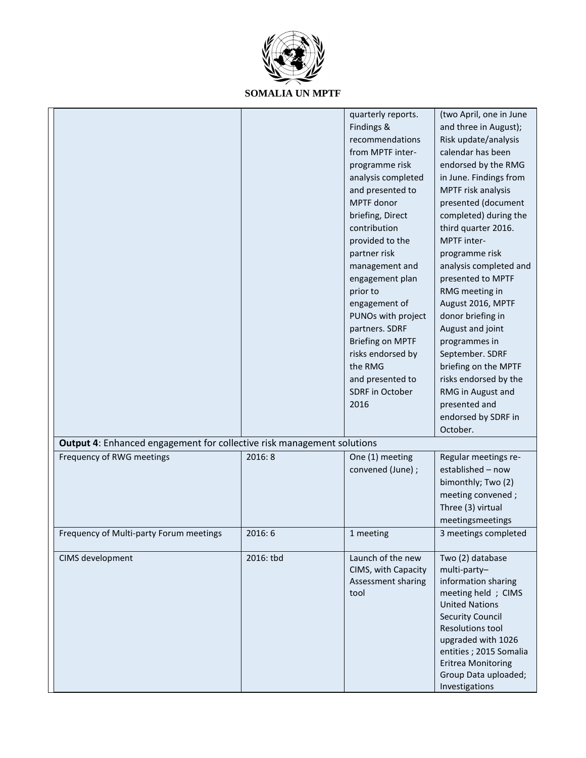# SOMALIA UN MPTF

| | | | |
|---|---|---|---|
| | | quarterly reports. Findings & recommendations from MPTF inter-programme risk analysis completed and presented to MPTF donor briefing, Direct contribution provided to the partner risk management and engagement plan prior to engagement of PUNOs with project partners. SDRF Briefing on MPTF risks endorsed by the RMG and presented to SDRF in October 2016 | (two April, one in June and three in August); Risk update/analysis calendar has been endorsed by the RMG in June. Findings from MPTF risk analysis presented (document completed) during the third quarter 2016. MPTF inter-programme risk analysis completed and presented to MPTF RMG meeting in August 2016, MPTF donor briefing in August and joint programmes in September. SDRF briefing on the MPTF risks endorsed by the RMG in August and presented and endorsed by SDRF in October. |
| **Output 4**: Enhanced engagement for collective risk management solutions | | | |
| Frequency of RWG meetings | 2016: 8 | One (1) meeting convened (June) ; | Regular meetings re-established – now bimonthly; Two (2) meeting convened ; Three (3) virtual meetingsmeetings |
| Frequency of Multi-party Forum meetings | 2016: 6 | 1 meeting | 3 meetings completed |
| CIMS development | 2016: tbd | Launch of the new CIMS, with Capacity Assessment sharing tool | Two (2) database multi-party– information sharing meeting held ; CIMS United Nations Security Council Resolutions tool upgraded with 1026 entities ; 2015 Somalia Eritrea Monitoring Group Data uploaded; Investigations |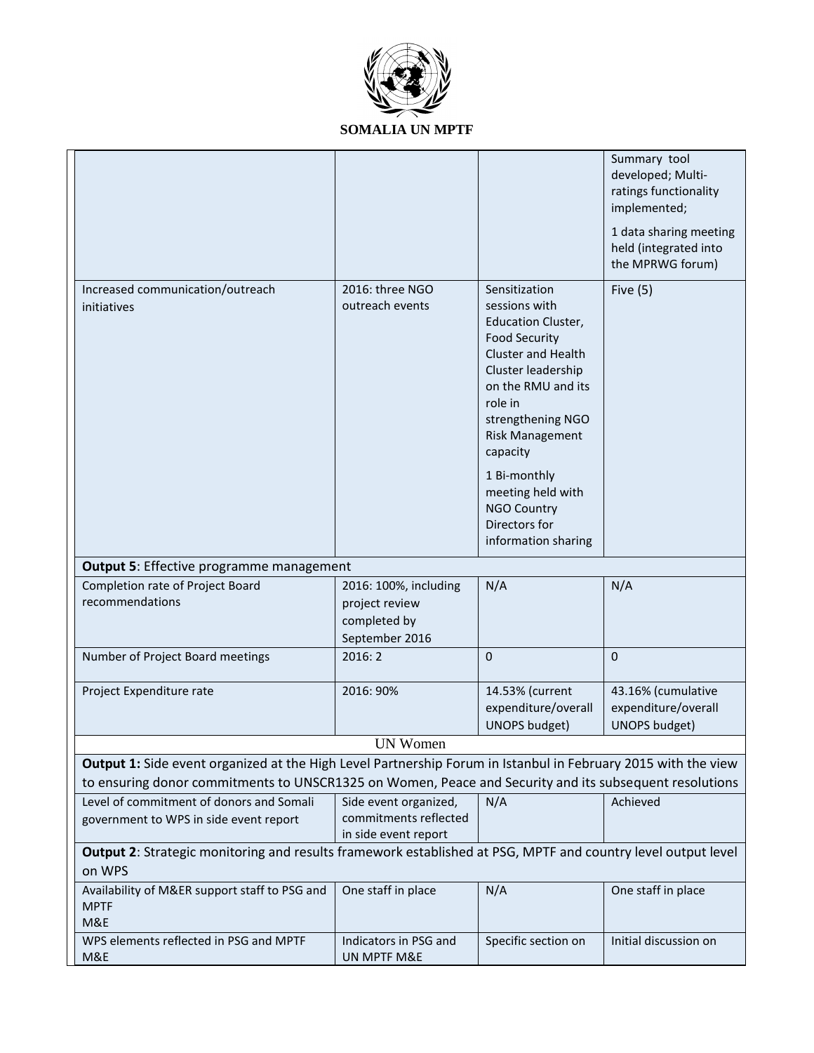**SOMALIA UN MPTF**

| | | | |
|---|---|---|---|
| | | | Summary tool developed; Multi-ratings functionality implemented;<br><br>1 data sharing meeting held (integrated into the MPRWG forum) |
| Increased communication/outreach initiatives | 2016: three NGO outreach events | Sensitization sessions with Education Cluster, Food Security Cluster and Health Cluster leadership on the RMU and its role in strengthening NGO Risk Management capacity<br><br>1 Bi-monthly meeting held with NGO Country Directors for information sharing | Five (5) |
| **Output 5**: Effective programme management | | | |
| Completion rate of Project Board recommendations | 2016: 100%, including project review completed by September 2016 | N/A | N/A |
| Number of Project Board meetings | 2016: 2 | 0 | 0 |
| Project Expenditure rate | 2016: 90% | 14.53% (current expenditure/overall UNOPS budget) | 43.16% (cumulative expenditure/overall UNOPS budget) |
| UN Women | | | |
| **Output 1:** Side event organized at the High Level Partnership Forum in Istanbul in February 2015 with the view to ensuring donor commitments to UNSCR1325 on Women, Peace and Security and its subsequent resolutions | | | |
| Level of commitment of donors and Somali government to WPS in side event report | Side event organized, commitments reflected in side event report | N/A | Achieved |
| **Output 2**: Strategic monitoring and results framework established at PSG, MPTF and country level output level on WPS | | | |
| Availability of M&ER support staff to PSG and MPTF M&E | One staff in place | N/A | One staff in place |
| WPS elements reflected in PSG and MPTF M&E | Indicators in PSG and UN MPTF M&E | Specific section on | Initial discussion on |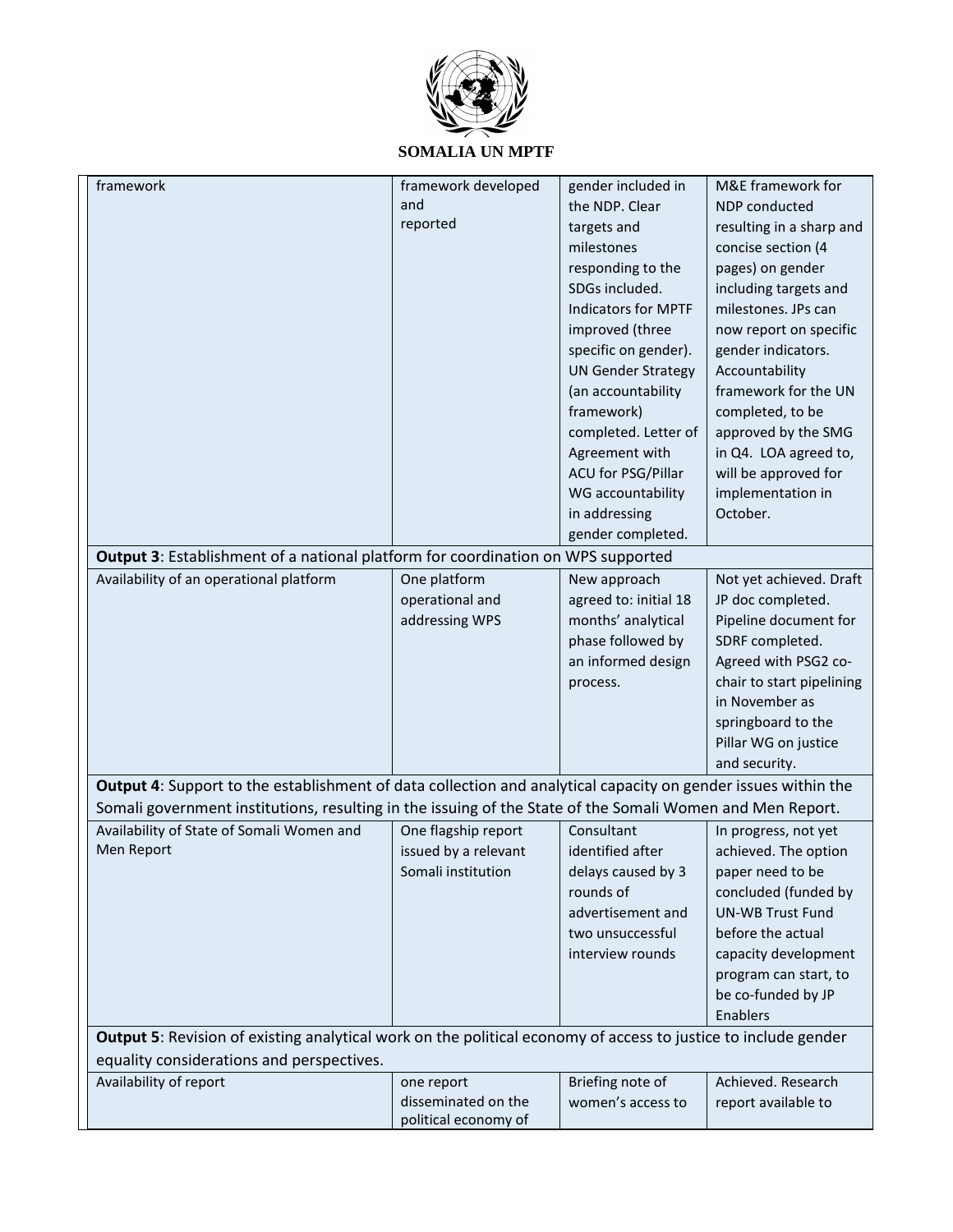| | | | |
|---|---|---|---|
| framework | framework developed and reported | gender included in the NDP. Clear targets and milestones responding to the SDGs included. Indicators for MPTF improved (three specific on gender). UN Gender Strategy (an accountability framework) completed. Letter of Agreement with ACU for PSG/Pillar WG accountability in addressing gender completed. | M&E framework for NDP conducted resulting in a sharp and concise section (4 pages) on gender including targets and milestones. JPs can now report on specific gender indicators. Accountability framework for the UN completed, to be approved by the SMG in Q4. LOA agreed to, will be approved for implementation in October. |
| **Output 3**: Establishment of a national platform for coordination on WPS supported | | | |
| Availability of an operational platform | One platform operational and addressing WPS | New approach agreed to: initial 18 months' analytical phase followed by an informed design process. | Not yet achieved. Draft JP doc completed. Pipeline document for SDRF completed. Agreed with PSG2 co-chair to start pipelining in November as springboard to the Pillar WG on justice and security. |
| **Output 4**: Support to the establishment of data collection and analytical capacity on gender issues within the Somali government institutions, resulting in the issuing of the State of the Somali Women and Men Report. | | | |
| Availability of State of Somali Women and Men Report | One flagship report issued by a relevant Somali institution | Consultant identified after delays caused by 3 rounds of advertisement and two unsuccessful interview rounds | In progress, not yet achieved. The option paper need to be concluded (funded by UN-WB Trust Fund before the actual capacity development program can start, to be co-funded by JP Enablers |
| **Output 5**: Revision of existing analytical work on the political economy of access to justice to include gender equality considerations and perspectives. | | | |
| Availability of report | one report disseminated on the political economy of | Briefing note of women's access to | Achieved. Research report available to |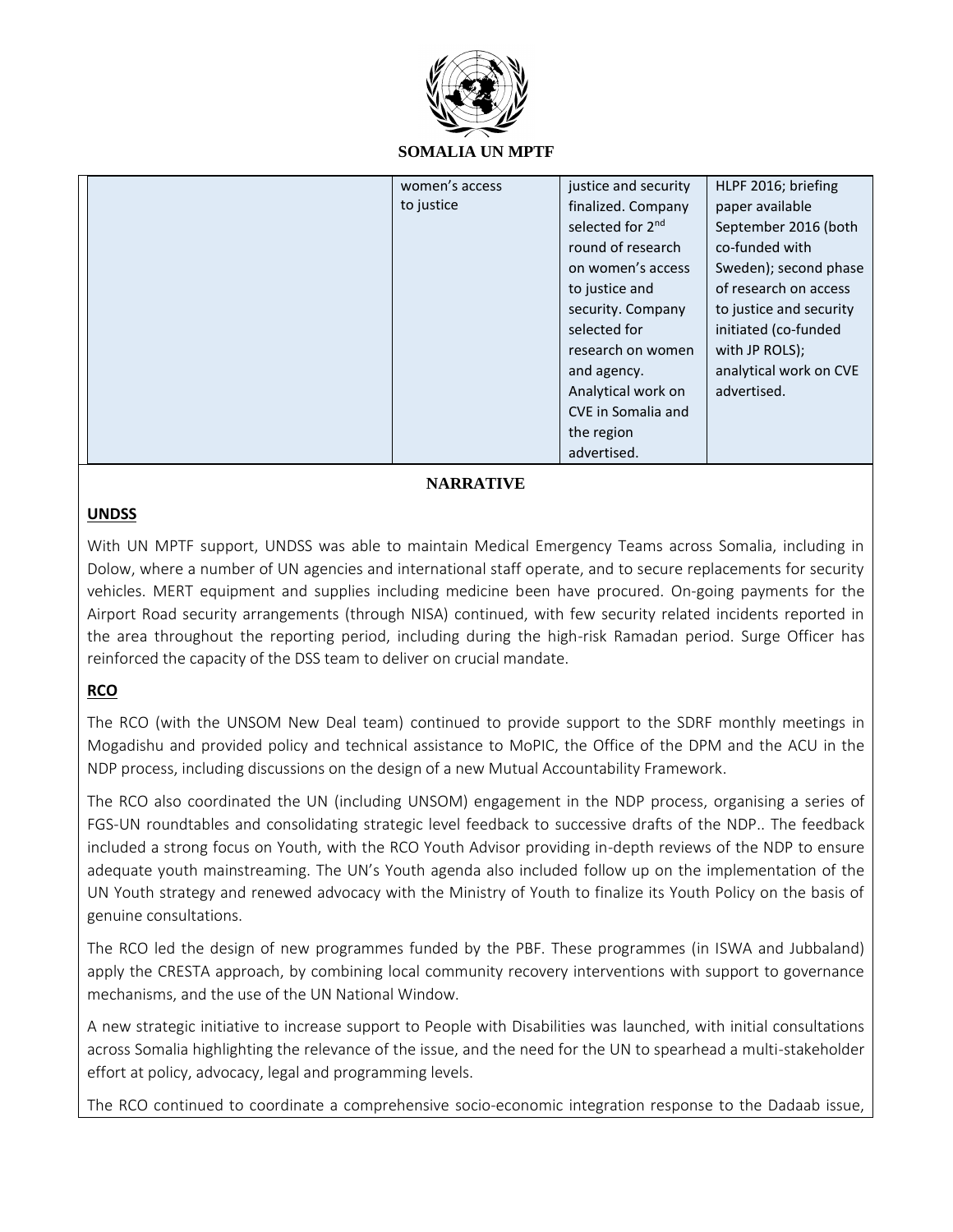**SOMALIA UN MPTF**

| | women's access to justice | justice and security finalized. Company selected for 2nd round of research on women's access to justice and security. Company selected for research on women and agency. Analytical work on CVE in Somalia and the region advertised. | HLPF 2016; briefing paper available September 2016 (both co-funded with Sweden); second phase of research on access to justice and security initiated (co-funded with JP ROLS); analytical work on CVE advertised. |
|---|---|---|---|

## NARRATIVE

### UNDSS

With UN MPTF support, UNDSS was able to maintain Medical Emergency Teams across Somalia, including in Dolow, where a number of UN agencies and international staff operate, and to secure replacements for security vehicles. MERT equipment and supplies including medicine been have procured. On-going payments for the Airport Road security arrangements (through NISA) continued, with few security related incidents reported in the area throughout the reporting period, including during the high-risk Ramadan period. Surge Officer has reinforced the capacity of the DSS team to deliver on crucial mandate.

### RCO

The RCO (with the UNSOM New Deal team) continued to provide support to the SDRF monthly meetings in Mogadishu and provided policy and technical assistance to MoPIC, the Office of the DPM and the ACU in the NDP process, including discussions on the design of a new Mutual Accountability Framework.

The RCO also coordinated the UN (including UNSOM) engagement in the NDP process, organising a series of FGS-UN roundtables and consolidating strategic level feedback to successive drafts of the NDP.. The feedback included a strong focus on Youth, with the RCO Youth Advisor providing in-depth reviews of the NDP to ensure adequate youth mainstreaming. The UN's Youth agenda also included follow up on the implementation of the UN Youth strategy and renewed advocacy with the Ministry of Youth to finalize its Youth Policy on the basis of genuine consultations.

The RCO led the design of new programmes funded by the PBF. These programmes (in ISWA and Jubbaland) apply the CRESTA approach, by combining local community recovery interventions with support to governance mechanisms, and the use of the UN National Window.

A new strategic initiative to increase support to People with Disabilities was launched, with initial consultations across Somalia highlighting the relevance of the issue, and the need for the UN to spearhead a multi-stakeholder effort at policy, advocacy, legal and programming levels.

The RCO continued to coordinate a comprehensive socio-economic integration response to the Dadaab issue,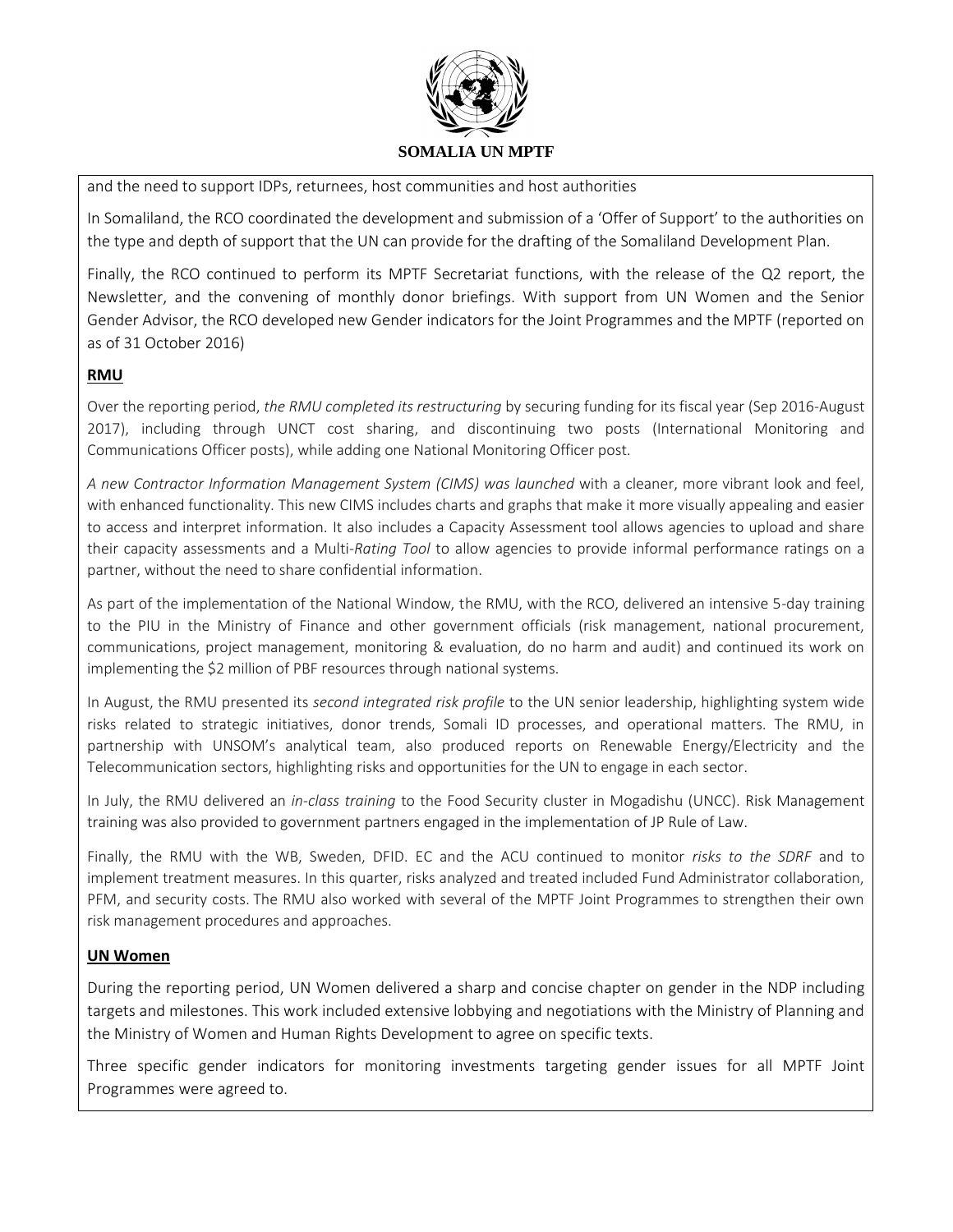and the need to support IDPs, returnees, host communities and host authorities

In Somaliland, the RCO coordinated the development and submission of a 'Offer of Support' to the authorities on the type and depth of support that the UN can provide for the drafting of the Somaliland Development Plan.

Finally, the RCO continued to perform its MPTF Secretariat functions, with the release of the Q2 report, the Newsletter, and the convening of monthly donor briefings. With support from UN Women and the Senior Gender Advisor, the RCO developed new Gender indicators for the Joint Programmes and the MPTF (reported on as of 31 October 2016)

**RMU**

Over the reporting period, *the RMU completed its restructuring* by securing funding for its fiscal year (Sep 2016-August 2017), including through UNCT cost sharing, and discontinuing two posts (International Monitoring and Communications Officer posts), while adding one National Monitoring Officer post.

*A new Contractor Information Management System (CIMS) was launched* with a cleaner, more vibrant look and feel, with enhanced functionality. This new CIMS includes charts and graphs that make it more visually appealing and easier to access and interpret information. It also includes a Capacity Assessment tool allows agencies to upload and share their capacity assessments and a Multi-*Rating Tool* to allow agencies to provide informal performance ratings on a partner, without the need to share confidential information.

As part of the implementation of the National Window, the RMU, with the RCO, delivered an intensive 5-day training to the PIU in the Ministry of Finance and other government officials (risk management, national procurement, communications, project management, monitoring & evaluation, do no harm and audit) and continued its work on implementing the $2 million of PBF resources through national systems.

In August, the RMU presented its *second integrated risk profile* to the UN senior leadership, highlighting system wide risks related to strategic initiatives, donor trends, Somali ID processes, and operational matters. The RMU, in partnership with UNSOM's analytical team, also produced reports on Renewable Energy/Electricity and the Telecommunication sectors, highlighting risks and opportunities for the UN to engage in each sector.

In July, the RMU delivered an *in-class training* to the Food Security cluster in Mogadishu (UNCC). Risk Management training was also provided to government partners engaged in the implementation of JP Rule of Law.

Finally, the RMU with the WB, Sweden, DFID. EC and the ACU continued to monitor *risks to the SDRF* and to implement treatment measures. In this quarter, risks analyzed and treated included Fund Administrator collaboration, PFM, and security costs. The RMU also worked with several of the MPTF Joint Programmes to strengthen their own risk management procedures and approaches.

**UN Women**

During the reporting period, UN Women delivered a sharp and concise chapter on gender in the NDP including targets and milestones. This work included extensive lobbying and negotiations with the Ministry of Planning and the Ministry of Women and Human Rights Development to agree on specific texts.

Three specific gender indicators for monitoring investments targeting gender issues for all MPTF Joint Programmes were agreed to.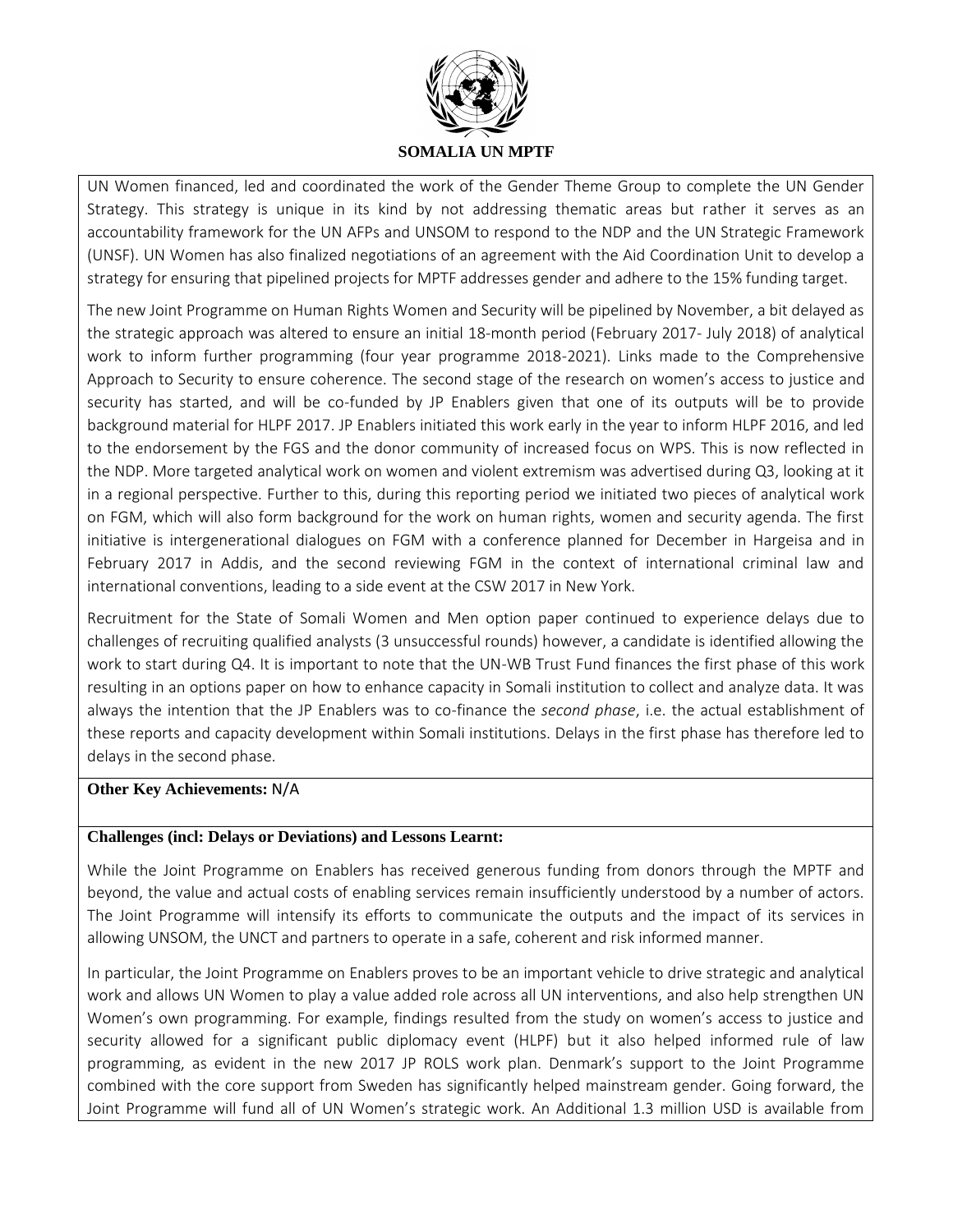UN Women financed, led and coordinated the work of the Gender Theme Group to complete the UN Gender Strategy. This strategy is unique in its kind by not addressing thematic areas but rather it serves as an accountability framework for the UN AFPs and UNSOM to respond to the NDP and the UN Strategic Framework (UNSF). UN Women has also finalized negotiations of an agreement with the Aid Coordination Unit to develop a strategy for ensuring that pipelined projects for MPTF addresses gender and adhere to the 15% funding target.

The new Joint Programme on Human Rights Women and Security will be pipelined by November, a bit delayed as the strategic approach was altered to ensure an initial 18-month period (February 2017- July 2018) of analytical work to inform further programming (four year programme 2018-2021). Links made to the Comprehensive Approach to Security to ensure coherence. The second stage of the research on women's access to justice and security has started, and will be co-funded by JP Enablers given that one of its outputs will be to provide background material for HLPF 2017. JP Enablers initiated this work early in the year to inform HLPF 2016, and led to the endorsement by the FGS and the donor community of increased focus on WPS. This is now reflected in the NDP. More targeted analytical work on women and violent extremism was advertised during Q3, looking at it in a regional perspective. Further to this, during this reporting period we initiated two pieces of analytical work on FGM, which will also form background for the work on human rights, women and security agenda. The first initiative is intergenerational dialogues on FGM with a conference planned for December in Hargeisa and in February 2017 in Addis, and the second reviewing FGM in the context of international criminal law and international conventions, leading to a side event at the CSW 2017 in New York.

Recruitment for the State of Somali Women and Men option paper continued to experience delays due to challenges of recruiting qualified analysts (3 unsuccessful rounds) however, a candidate is identified allowing the work to start during Q4. It is important to note that the UN-WB Trust Fund finances the first phase of this work resulting in an options paper on how to enhance capacity in Somali institution to collect and analyze data. It was always the intention that the JP Enablers was to co-finance the *second phase*, i.e. the actual establishment of these reports and capacity development within Somali institutions. Delays in the first phase has therefore led to delays in the second phase.

**Other Key Achievements:** N/A

**Challenges (incl: Delays or Deviations) and Lessons Learnt:**

While the Joint Programme on Enablers has received generous funding from donors through the MPTF and beyond, the value and actual costs of enabling services remain insufficiently understood by a number of actors. The Joint Programme will intensify its efforts to communicate the outputs and the impact of its services in allowing UNSOM, the UNCT and partners to operate in a safe, coherent and risk informed manner.

In particular, the Joint Programme on Enablers proves to be an important vehicle to drive strategic and analytical work and allows UN Women to play a value added role across all UN interventions, and also help strengthen UN Women's own programming. For example, findings resulted from the study on women's access to justice and security allowed for a significant public diplomacy event (HLPF) but it also helped informed rule of law programming, as evident in the new 2017 JP ROLS work plan. Denmark's support to the Joint Programme combined with the core support from Sweden has significantly helped mainstream gender. Going forward, the Joint Programme will fund all of UN Women's strategic work. An Additional 1.3 million USD is available from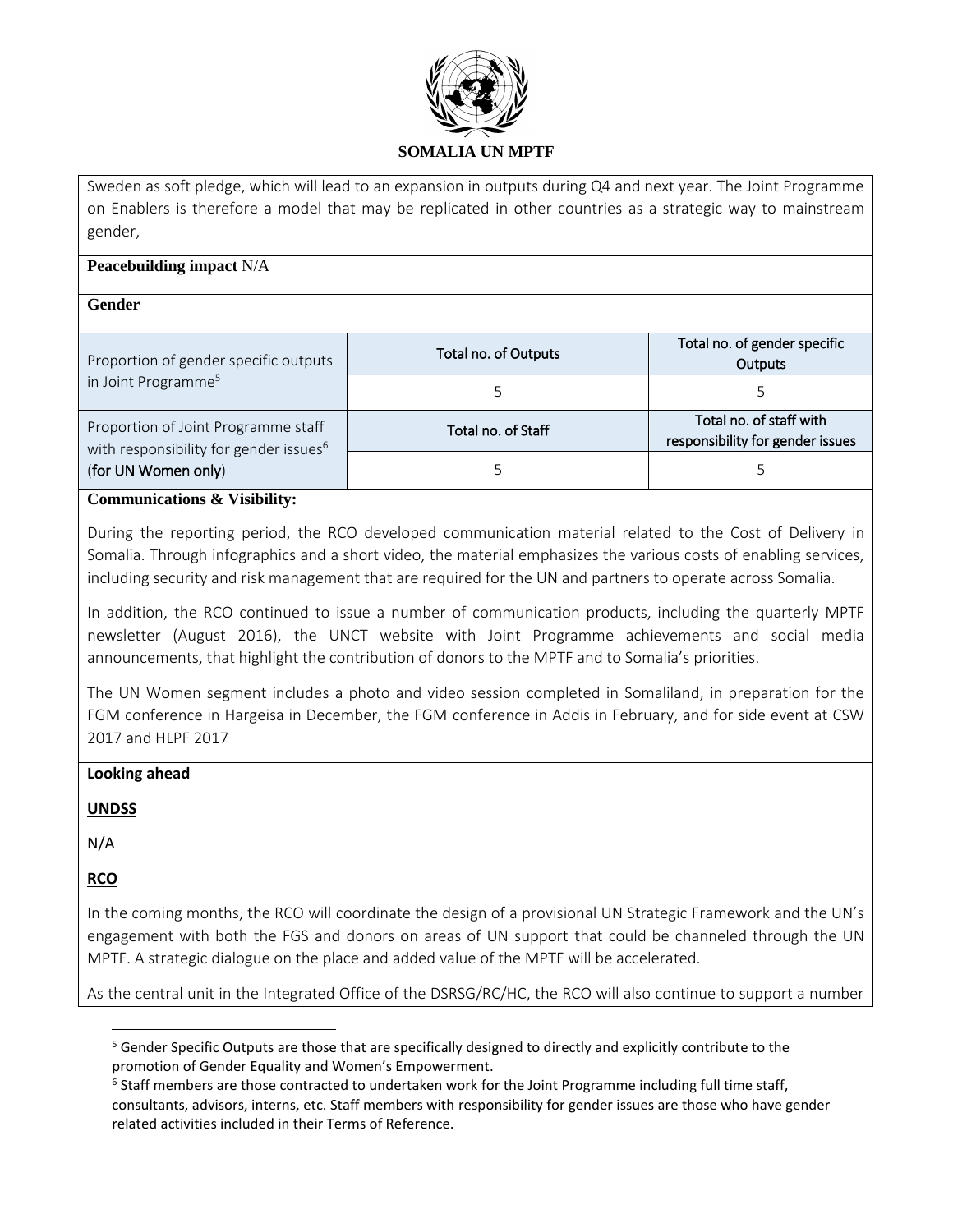Sweden as soft pledge, which will lead to an expansion in outputs during Q4 and next year. The Joint Programme on Enablers is therefore a model that may be replicated in other countries as a strategic way to mainstream gender,

**Peacebuilding impact** N/A

**Gender**

| | Total no. of Outputs | Total no. of gender specific Outputs |
|---|---|---|
| Proportion of gender specific outputs in Joint Programme[5] | 5 | 5 |
| | **Total no. of Staff** | **Total no. of staff with responsibility for gender issues** |
| Proportion of Joint Programme staff with responsibility for gender issues[6] (for UN Women only) | 5 | 5 |

**Communications & Visibility:**

During the reporting period, the RCO developed communication material related to the Cost of Delivery in Somalia. Through infographics and a short video, the material emphasizes the various costs of enabling services, including security and risk management that are required for the UN and partners to operate across Somalia.

In addition, the RCO continued to issue a number of communication products, including the quarterly MPTF newsletter (August 2016), the UNCT website with Joint Programme achievements and social media announcements, that highlight the contribution of donors to the MPTF and to Somalia's priorities.

The UN Women segment includes a photo and video session completed in Somaliland, in preparation for the FGM conference in Hargeisa in December, the FGM conference in Addis in February, and for side event at CSW 2017 and HLPF 2017

**Looking ahead**

**UNDSS**

N/A

**RCO**

In the coming months, the RCO will coordinate the design of a provisional UN Strategic Framework and the UN's engagement with both the FGS and donors on areas of UN support that could be channeled through the UN MPTF. A strategic dialogue on the place and added value of the MPTF will be accelerated.

As the central unit in the Integrated Office of the DSRSG/RC/HC, the RCO will also continue to support a number

[5] Gender Specific Outputs are those that are specifically designed to directly and explicitly contribute to the promotion of Gender Equality and Women's Empowerment.

[6] Staff members are those contracted to undertaken work for the Joint Programme including full time staff, consultants, advisors, interns, etc. Staff members with responsibility for gender issues are those who have gender related activities included in their Terms of Reference.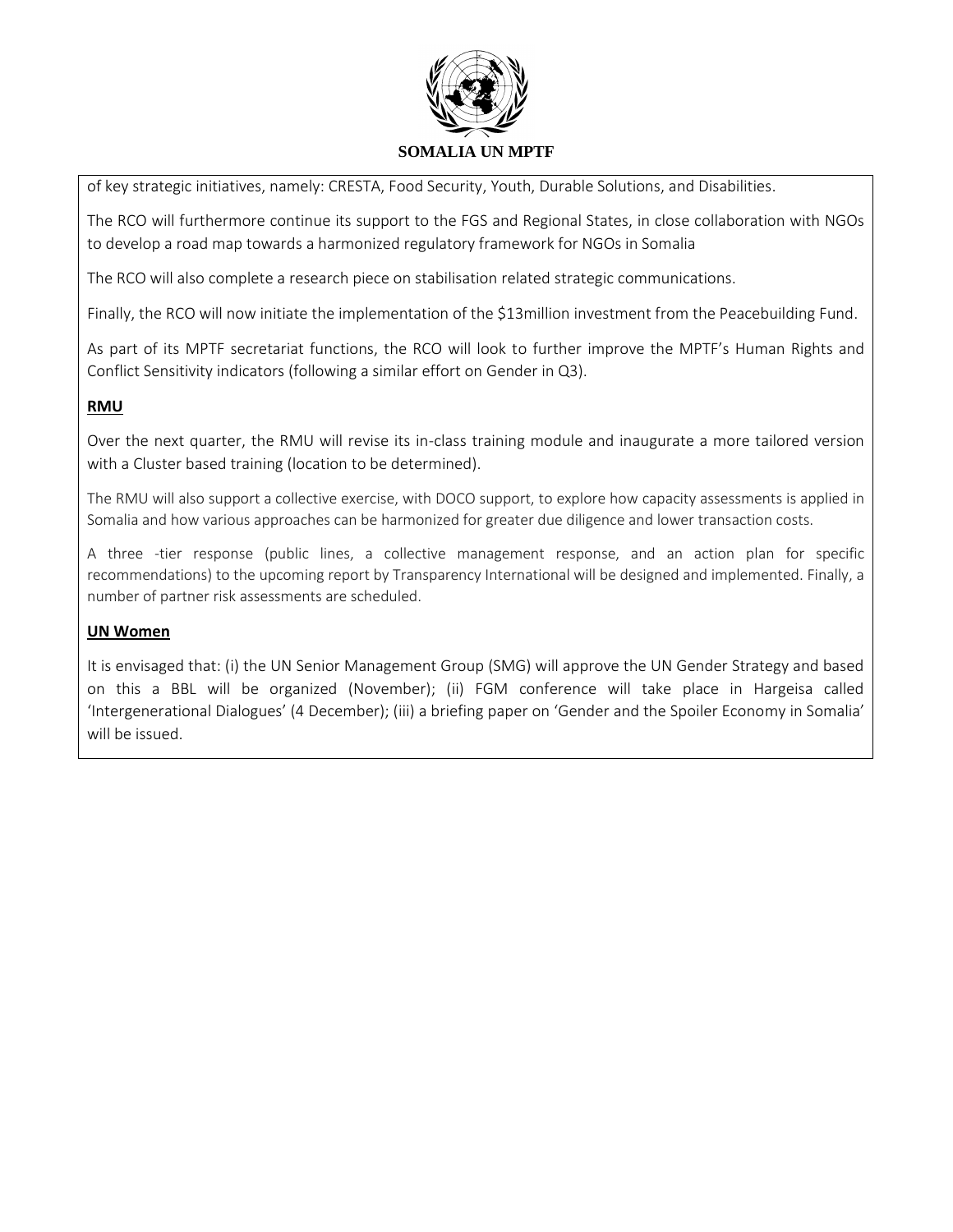of key strategic initiatives, namely: CRESTA, Food Security, Youth, Durable Solutions, and Disabilities.

The RCO will furthermore continue its support to the FGS and Regional States, in close collaboration with NGOs to develop a road map towards a harmonized regulatory framework for NGOs in Somalia

The RCO will also complete a research piece on stabilisation related strategic communications.

Finally, the RCO will now initiate the implementation of the $13million investment from the Peacebuilding Fund.

As part of its MPTF secretariat functions, the RCO will look to further improve the MPTF's Human Rights and Conflict Sensitivity indicators (following a similar effort on Gender in Q3).

**RMU**

Over the next quarter, the RMU will revise its in-class training module and inaugurate a more tailored version with a Cluster based training (location to be determined).

The RMU will also support a collective exercise, with DOCO support, to explore how capacity assessments is applied in Somalia and how various approaches can be harmonized for greater due diligence and lower transaction costs.

A three -tier response (public lines, a collective management response, and an action plan for specific recommendations) to the upcoming report by Transparency International will be designed and implemented. Finally, a number of partner risk assessments are scheduled.

**UN Women**

It is envisaged that: (i) the UN Senior Management Group (SMG) will approve the UN Gender Strategy and based on this a BBL will be organized (November); (ii) FGM conference will take place in Hargeisa called 'Intergenerational Dialogues' (4 December); (iii) a briefing paper on 'Gender and the Spoiler Economy in Somalia' will be issued.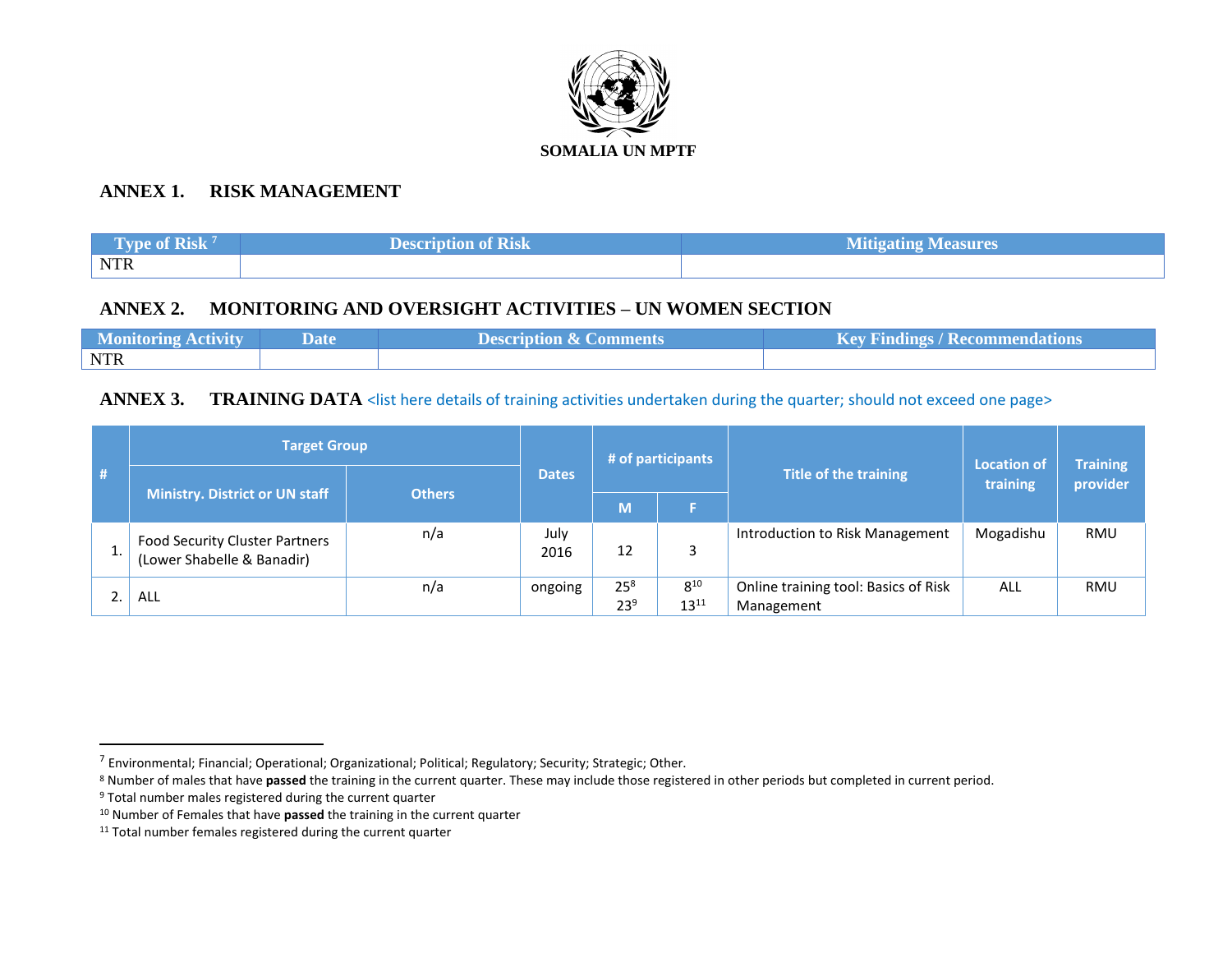**SOMALIA UN MPTF**

## ANNEX 1. RISK MANAGEMENT

| Type of Risk [7] | Description of Risk | Mitigating Measures |
|---|---|---|
| NTR | | |

## ANNEX 2. MONITORING AND OVERSIGHT ACTIVITIES – UN WOMEN SECTION

| Monitoring Activity | Date | Description & Comments | Key Findings / Recommendations |
|---|---|---|---|
| NTR | | | |

## ANNEX 3. TRAINING DATA <list here details of training activities undertaken during the quarter; should not exceed one page>

| # | Target Group | | Dates | # of participants | | Title of the training | Location of training | Training provider |
|---|---|---|---|---|---|---|---|---|
| | Ministry. District or UN staff | Others | | M | F | | | |
| 1. | Food Security Cluster Partners (Lower Shabelle & Banadir) | n/a | July 2016 | 12 | 3 | Introduction to Risk Management | Mogadishu | RMU |
| 2. | ALL | n/a | ongoing | 25[8] 23[9] | 8[10] 13[11] | Online training tool: Basics of Risk Management | ALL | RMU |

---

[7] Environmental; Financial; Operational; Organizational; Political; Regulatory; Security; Strategic; Other.

[8] Number of males that have **passed** the training in the current quarter. These may include those registered in other periods but completed in current period.

[9] Total number males registered during the current quarter

[10] Number of Females that have **passed** the training in the current quarter

[11] Total number females registered during the current quarter